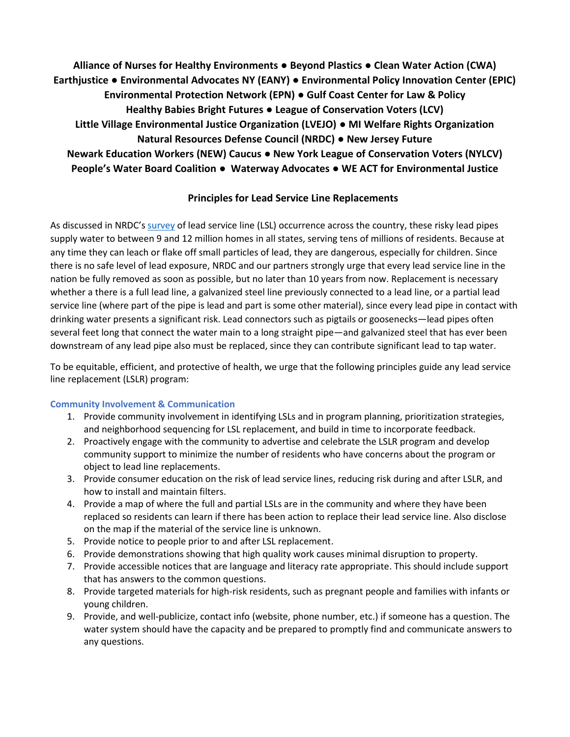**Alliance of Nurses for Healthy Environments ● Beyond Plastics ● Clean Water Action (CWA)
Earthjustice ● Environmental Advocates NY (EANY) ● Environmental Policy Innovation Center (EPIC)
Environmental Protection Network (EPN) ● Gulf Coast Center for Law & Policy
Healthy Babies Bright Futures ● League of Conservation Voters (LCV)
Little Village Environmental Justice Organization (LVEJO) ● MI Welfare Rights Organization
Natural Resources Defense Council (NRDC) ● New Jersey Future
Newark Education Workers (NEW) Caucus ● New York League of Conservation Voters (NYLCV)
People's Water Board Coalition ● Waterway Advocates ● WE ACT for Environmental Justice**

# Principles for Lead Service Line Replacements

As discussed in NRDC's survey of lead service line (LSL) occurrence across the country, these risky lead pipes supply water to between 9 and 12 million homes in all states, serving tens of millions of residents. Because at any time they can leach or flake off small particles of lead, they are dangerous, especially for children. Since there is no safe level of lead exposure, NRDC and our partners strongly urge that every lead service line in the nation be fully removed as soon as possible, but no later than 10 years from now. Replacement is necessary whether a there is a full lead line, a galvanized steel line previously connected to a lead line, or a partial lead service line (where part of the pipe is lead and part is some other material), since every lead pipe in contact with drinking water presents a significant risk. Lead connectors such as pigtails or goosenecks—lead pipes often several feet long that connect the water main to a long straight pipe—and galvanized steel that has ever been downstream of any lead pipe also must be replaced, since they can contribute significant lead to tap water.

To be equitable, efficient, and protective of health, we urge that the following principles guide any lead service line replacement (LSLR) program:

## Community Involvement & Communication

1. Provide community involvement in identifying LSLs and in program planning, prioritization strategies, and neighborhood sequencing for LSL replacement, and build in time to incorporate feedback.
2. Proactively engage with the community to advertise and celebrate the LSLR program and develop community support to minimize the number of residents who have concerns about the program or object to lead line replacements.
3. Provide consumer education on the risk of lead service lines, reducing risk during and after LSLR, and how to install and maintain filters.
4. Provide a map of where the full and partial LSLs are in the community and where they have been replaced so residents can learn if there has been action to replace their lead service line. Also disclose on the map if the material of the service line is unknown.
5. Provide notice to people prior to and after LSL replacement.
6. Provide demonstrations showing that high quality work causes minimal disruption to property.
7. Provide accessible notices that are language and literacy rate appropriate. This should include support that has answers to the common questions.
8. Provide targeted materials for high-risk residents, such as pregnant people and families with infants or young children.
9. Provide, and well-publicize, contact info (website, phone number, etc.) if someone has a question. The water system should have the capacity and be prepared to promptly find and communicate answers to any questions.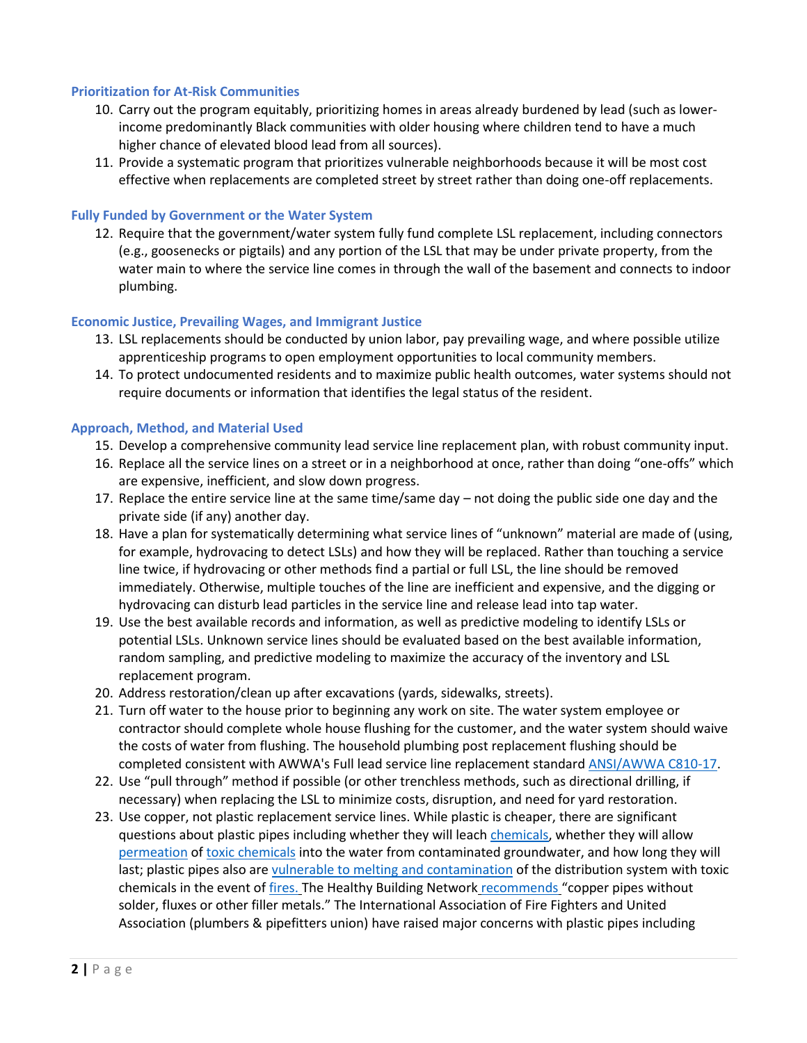### Prioritization for At-Risk Communities

10. Carry out the program equitably, prioritizing homes in areas already burdened by lead (such as lower-income predominantly Black communities with older housing where children tend to have a much higher chance of elevated blood lead from all sources).
11. Provide a systematic program that prioritizes vulnerable neighborhoods because it will be most cost effective when replacements are completed street by street rather than doing one-off replacements.

### Fully Funded by Government or the Water System

12. Require that the government/water system fully fund complete LSL replacement, including connectors (e.g., goosenecks or pigtails) and any portion of the LSL that may be under private property, from the water main to where the service line comes in through the wall of the basement and connects to indoor plumbing.

### Economic Justice, Prevailing Wages, and Immigrant Justice

13. LSL replacements should be conducted by union labor, pay prevailing wage, and where possible utilize apprenticeship programs to open employment opportunities to local community members.
14. To protect undocumented residents and to maximize public health outcomes, water systems should not require documents or information that identifies the legal status of the resident.

### Approach, Method, and Material Used

15. Develop a comprehensive community lead service line replacement plan, with robust community input.
16. Replace all the service lines on a street or in a neighborhood at once, rather than doing "one-offs" which are expensive, inefficient, and slow down progress.
17. Replace the entire service line at the same time/same day – not doing the public side one day and the private side (if any) another day.
18. Have a plan for systematically determining what service lines of "unknown" material are made of (using, for example, hydrovacing to detect LSLs) and how they will be replaced. Rather than touching a service line twice, if hydrovacing or other methods find a partial or full LSL, the line should be removed immediately. Otherwise, multiple touches of the line are inefficient and expensive, and the digging or hydrovacing can disturb lead particles in the service line and release lead into tap water.
19. Use the best available records and information, as well as predictive modeling to identify LSLs or potential LSLs. Unknown service lines should be evaluated based on the best available information, random sampling, and predictive modeling to maximize the accuracy of the inventory and LSL replacement program.
20. Address restoration/clean up after excavations (yards, sidewalks, streets).
21. Turn off water to the house prior to beginning any work on site. The water system employee or contractor should complete whole house flushing for the customer, and the water system should waive the costs of water from flushing. The household plumbing post replacement flushing should be completed consistent with AWWA's Full lead service line replacement standard ANSI/AWWA C810-17.
22. Use "pull through" method if possible (or other trenchless methods, such as directional drilling, if necessary) when replacing the LSL to minimize costs, disruption, and need for yard restoration.
23. Use copper, not plastic replacement service lines. While plastic is cheaper, there are significant questions about plastic pipes including whether they will leach chemicals, whether they will allow permeation of toxic chemicals into the water from contaminated groundwater, and how long they will last; plastic pipes also are vulnerable to melting and contamination of the distribution system with toxic chemicals in the event of fires. The Healthy Building Network recommends "copper pipes without solder, fluxes or other filler metals." The International Association of Fire Fighters and United Association (plumbers & pipefitters union) have raised major concerns with plastic pipes including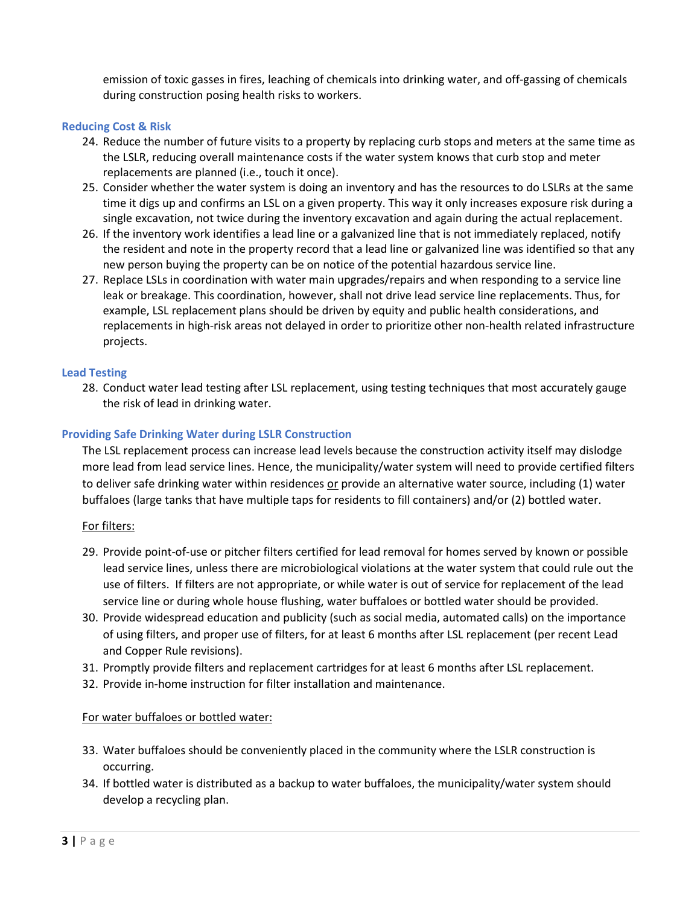emission of toxic gasses in fires, leaching of chemicals into drinking water, and off-gassing of chemicals during construction posing health risks to workers.

### Reducing Cost & Risk

24. Reduce the number of future visits to a property by replacing curb stops and meters at the same time as the LSLR, reducing overall maintenance costs if the water system knows that curb stop and meter replacements are planned (i.e., touch it once).
25. Consider whether the water system is doing an inventory and has the resources to do LSLRs at the same time it digs up and confirms an LSL on a given property. This way it only increases exposure risk during a single excavation, not twice during the inventory excavation and again during the actual replacement.
26. If the inventory work identifies a lead line or a galvanized line that is not immediately replaced, notify the resident and note in the property record that a lead line or galvanized line was identified so that any new person buying the property can be on notice of the potential hazardous service line.
27. Replace LSLs in coordination with water main upgrades/repairs and when responding to a service line leak or breakage. This coordination, however, shall not drive lead service line replacements. Thus, for example, LSL replacement plans should be driven by equity and public health considerations, and replacements in high-risk areas not delayed in order to prioritize other non-health related infrastructure projects.

### Lead Testing

28. Conduct water lead testing after LSL replacement, using testing techniques that most accurately gauge the risk of lead in drinking water.

### Providing Safe Drinking Water during LSLR Construction

The LSL replacement process can increase lead levels because the construction activity itself may dislodge more lead from lead service lines. Hence, the municipality/water system will need to provide certified filters to deliver safe drinking water within residences <u>or</u> provide an alternative water source, including (1) water buffaloes (large tanks that have multiple taps for residents to fill containers) and/or (2) bottled water.

<u>For filters:</u>

29. Provide point-of-use or pitcher filters certified for lead removal for homes served by known or possible lead service lines, unless there are microbiological violations at the water system that could rule out the use of filters. If filters are not appropriate, or while water is out of service for replacement of the lead service line or during whole house flushing, water buffaloes or bottled water should be provided.
30. Provide widespread education and publicity (such as social media, automated calls) on the importance of using filters, and proper use of filters, for at least 6 months after LSL replacement (per recent Lead and Copper Rule revisions).
31. Promptly provide filters and replacement cartridges for at least 6 months after LSL replacement.
32. Provide in-home instruction for filter installation and maintenance.

<u>For water buffaloes or bottled water:</u>

33. Water buffaloes should be conveniently placed in the community where the LSLR construction is occurring.
34. If bottled water is distributed as a backup to water buffaloes, the municipality/water system should develop a recycling plan.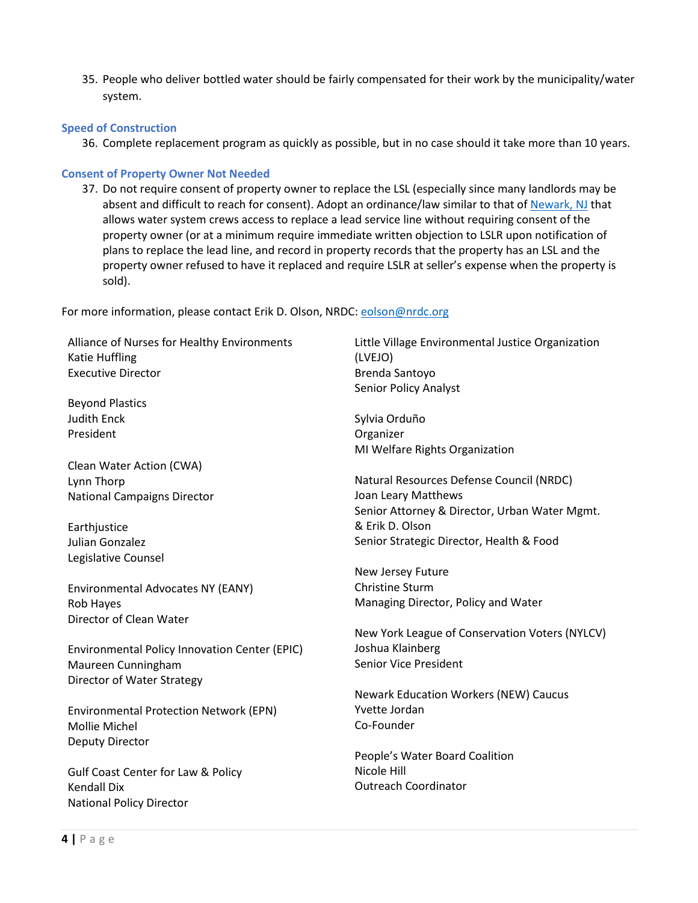35. People who deliver bottled water should be fairly compensated for their work by the municipality/water system.

### Speed of Construction

36. Complete replacement program as quickly as possible, but in no case should it take more than 10 years.

### Consent of Property Owner Not Needed

37. Do not require consent of property owner to replace the LSL (especially since many landlords may be absent and difficult to reach for consent). Adopt an ordinance/law similar to that of Newark, NJ that allows water system crews access to replace a lead service line without requiring consent of the property owner (or at a minimum require immediate written objection to LSLR upon notification of plans to replace the lead line, and record in property records that the property has an LSL and the property owner refused to have it replaced and require LSLR at seller's expense when the property is sold).

For more information, please contact Erik D. Olson, NRDC: eolson@nrdc.org

Alliance of Nurses for Healthy Environments
Katie Huffling
Executive Director

Beyond Plastics
Judith Enck
President

Clean Water Action (CWA)
Lynn Thorp
National Campaigns Director

Earthjustice
Julian Gonzalez
Legislative Counsel

Environmental Advocates NY (EANY)
Rob Hayes
Director of Clean Water

Environmental Policy Innovation Center (EPIC)
Maureen Cunningham
Director of Water Strategy

Environmental Protection Network (EPN)
Mollie Michel
Deputy Director

Gulf Coast Center for Law & Policy
Kendall Dix
National Policy Director

Little Village Environmental Justice Organization (LVEJO)
Brenda Santoyo
Senior Policy Analyst

Sylvia Orduño
Organizer
MI Welfare Rights Organization

Natural Resources Defense Council (NRDC)
Joan Leary Matthews
Senior Attorney & Director, Urban Water Mgmt.
& Erik D. Olson
Senior Strategic Director, Health & Food

New Jersey Future
Christine Sturm
Managing Director, Policy and Water

New York League of Conservation Voters (NYLCV)
Joshua Klainberg
Senior Vice President

Newark Education Workers (NEW) Caucus
Yvette Jordan
Co-Founder

People's Water Board Coalition
Nicole Hill
Outreach Coordinator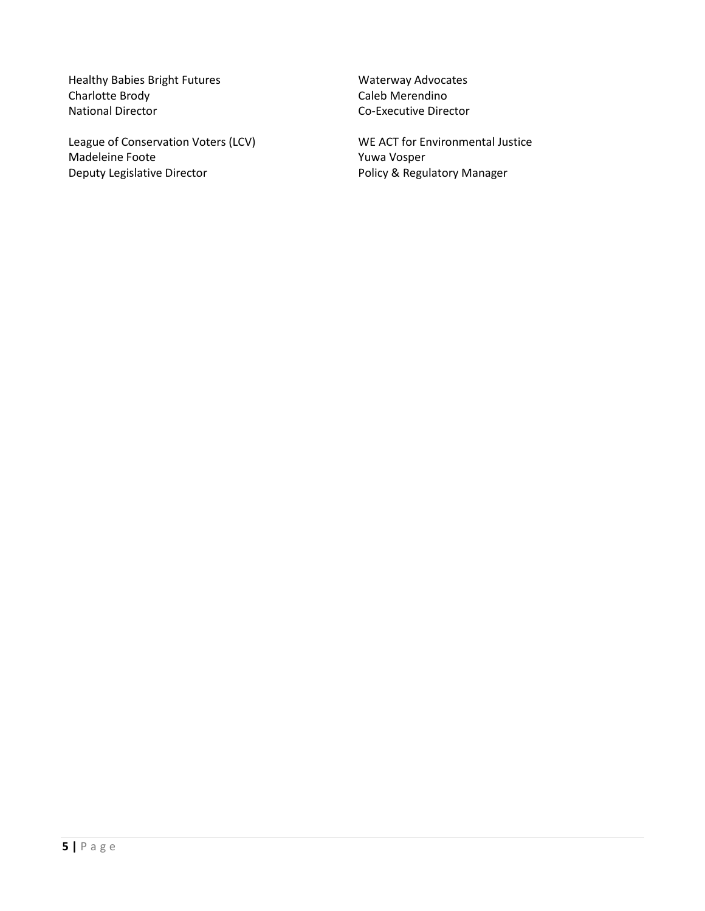Healthy Babies Bright Futures
Charlotte Brody
National Director

Waterway Advocates
Caleb Merendino
Co-Executive Director

League of Conservation Voters (LCV)
Madeleine Foote
Deputy Legislative Director

WE ACT for Environmental Justice
Yuwa Vosper
Policy & Regulatory Manager